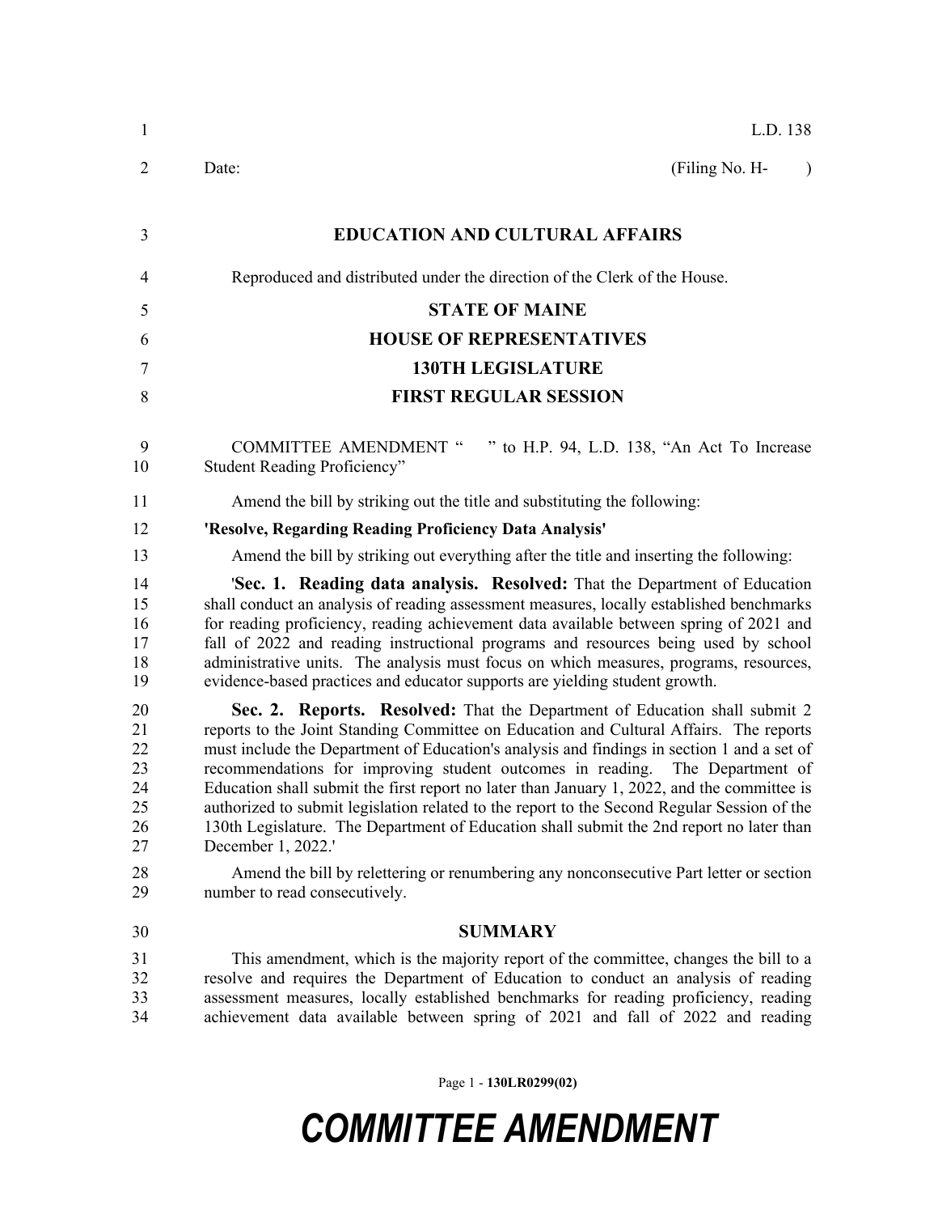L.D. 138

Date: (Filing No. H- )

**EDUCATION AND CULTURAL AFFAIRS**

Reproduced and distributed under the direction of the Clerk of the House.

**STATE OF MAINE**

**HOUSE OF REPRESENTATIVES**

**130TH LEGISLATURE**

**FIRST REGULAR SESSION**

COMMITTEE AMENDMENT " " to H.P. 94, L.D. 138, "An Act To Increase Student Reading Proficiency"

Amend the bill by striking out the title and substituting the following:

**'Resolve, Regarding Reading Proficiency Data Analysis'**

Amend the bill by striking out everything after the title and inserting the following:

'**Sec. 1. Reading data analysis. Resolved:** That the Department of Education shall conduct an analysis of reading assessment measures, locally established benchmarks for reading proficiency, reading achievement data available between spring of 2021 and fall of 2022 and reading instructional programs and resources being used by school administrative units. The analysis must focus on which measures, programs, resources, evidence-based practices and educator supports are yielding student growth.

**Sec. 2. Reports. Resolved:** That the Department of Education shall submit 2 reports to the Joint Standing Committee on Education and Cultural Affairs. The reports must include the Department of Education's analysis and findings in section 1 and a set of recommendations for improving student outcomes in reading. The Department of Education shall submit the first report no later than January 1, 2022, and the committee is authorized to submit legislation related to the report to the Second Regular Session of the 130th Legislature. The Department of Education shall submit the 2nd report no later than December 1, 2022.'

Amend the bill by relettering or renumbering any nonconsecutive Part letter or section number to read consecutively.

**SUMMARY**

This amendment, which is the majority report of the committee, changes the bill to a resolve and requires the Department of Education to conduct an analysis of reading assessment measures, locally established benchmarks for reading proficiency, reading achievement data available between spring of 2021 and fall of 2022 and reading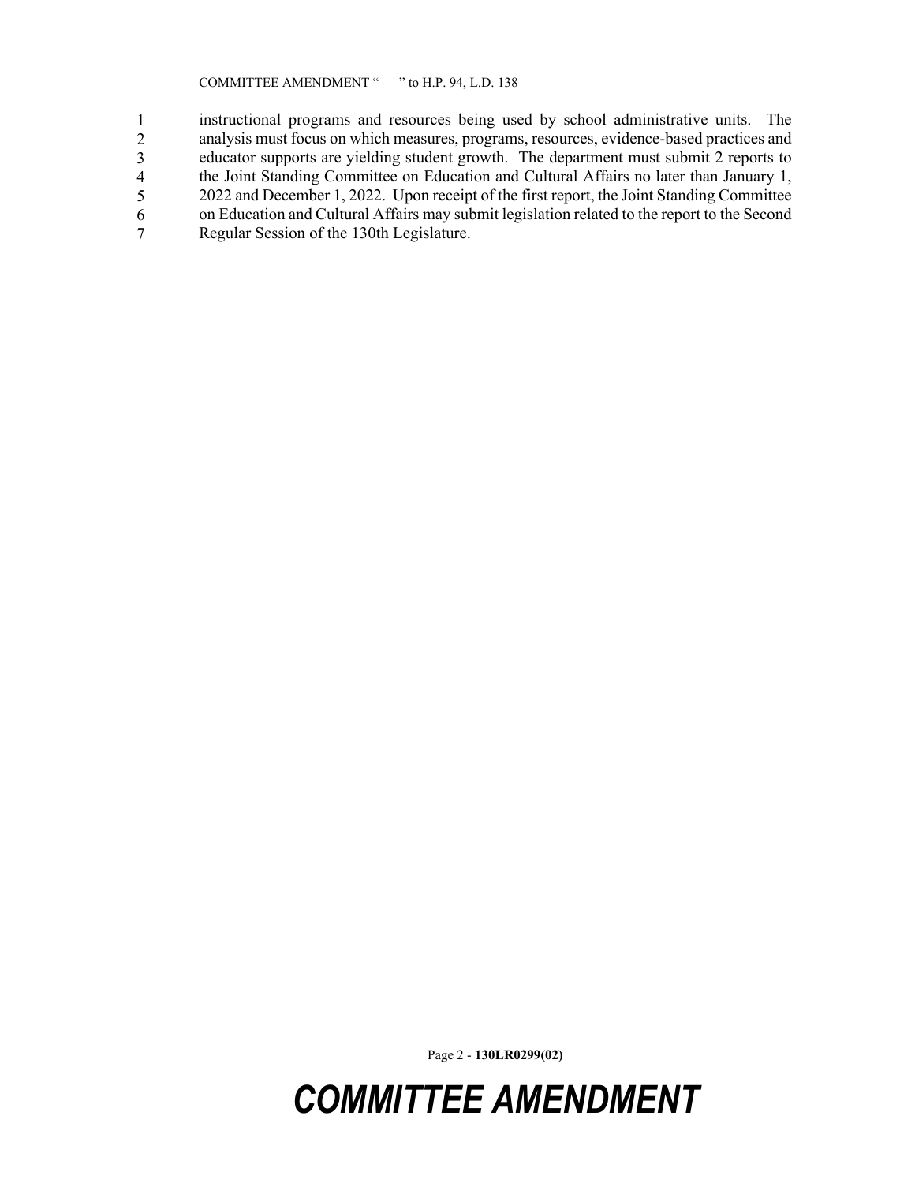instructional programs and resources being used by school administrative units. The analysis must focus on which measures, programs, resources, evidence-based practices and educator supports are yielding student growth. The department must submit 2 reports to the Joint Standing Committee on Education and Cultural Affairs no later than January 1, 2022 and December 1, 2022. Upon receipt of the first report, the Joint Standing Committee on Education and Cultural Affairs may submit legislation related to the report to the Second Regular Session of the 130th Legislature.